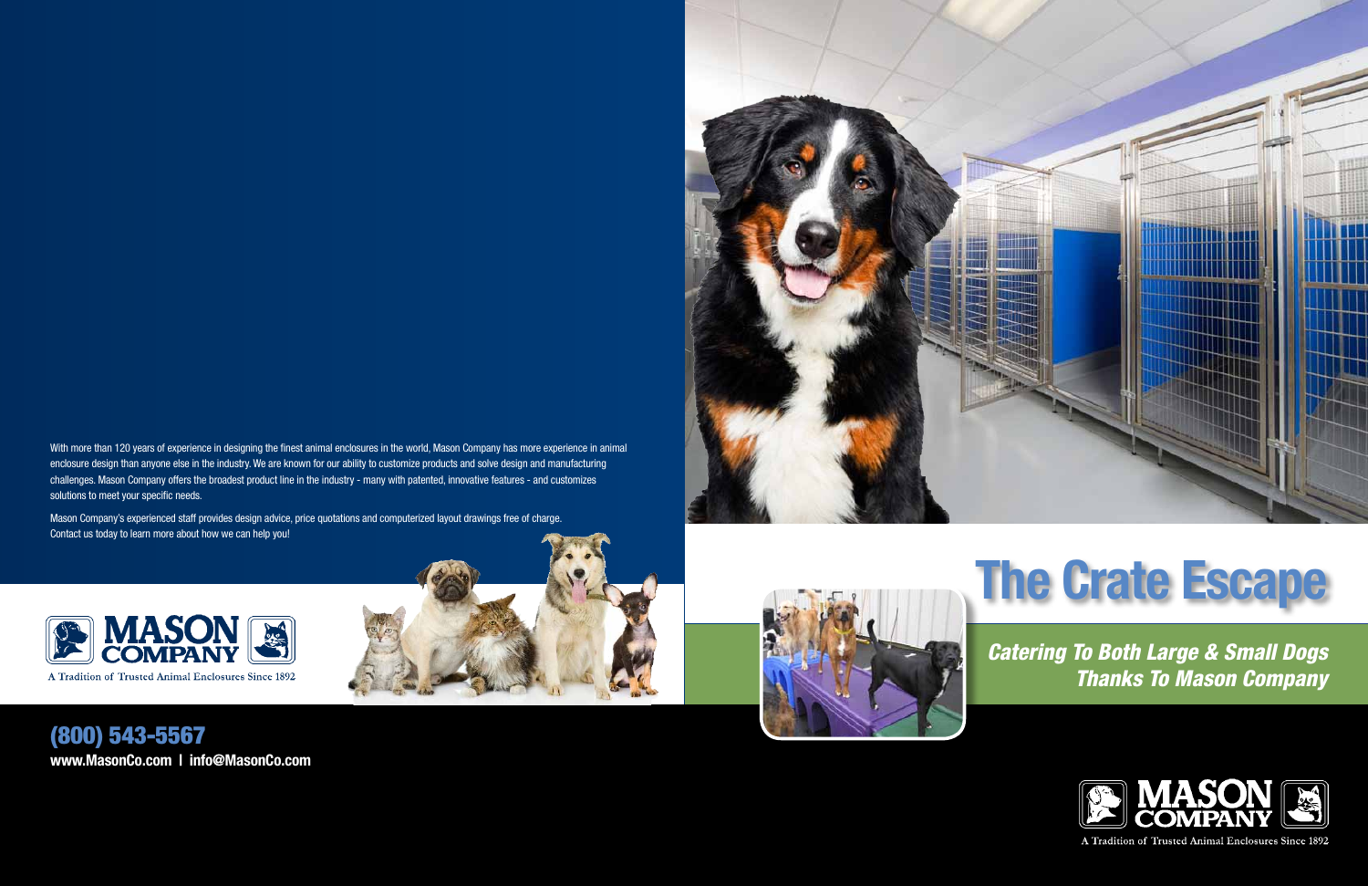With more than 120 years of experience in designing the finest animal enclosures in the world, Mason Company has more experience in animal enclosure design than anyone else in the industry. We are known for our ability to customize products and solve design and manufacturing challenges. Mason Company offers the broadest product line in the industry - many with patented, innovative features - and customizes solutions to meet your specific needs.

Mason Company's experienced staff provides design advice, price quotations and computerized layout drawings free of charge. Contact us today to learn more about how we can help you!

**MASON COMPANY**

A Tradition of Trusted Animal Enclosures Since 1892

**(800) 543-5567**

**www.MasonCo.com | info@MasonCo.com**

# The Crate Escape

***Catering To Both Large & Small Dogs Thanks To Mason Company***

**MASON COMPANY**

A Tradition of Trusted Animal Enclosures Since 1892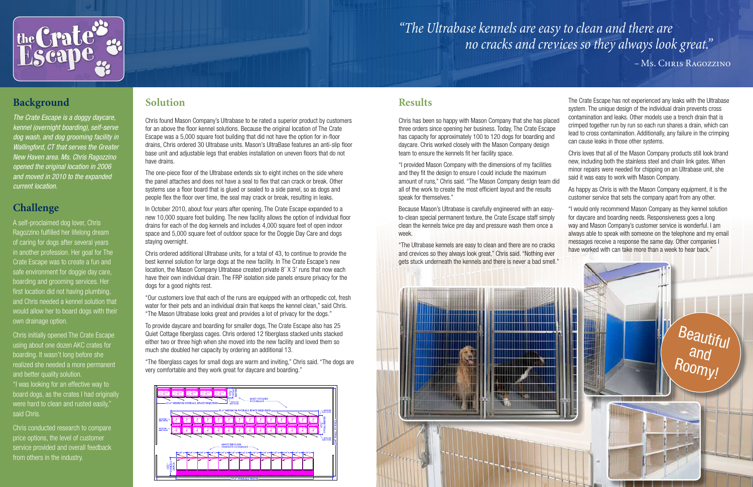*"The Ultrabase kennels are easy to clean and there are no cracks and crevices so they always look great."*

– Ms. Chris Ragozzino

## Background

*The Crate Escape is a doggy daycare, kennel (overnight boarding), self-serve dog wash, and dog grooming facility in Wallingford, CT that serves the Greater New Haven area. Ms. Chris Ragozzino opened the original location in 2006 and moved in 2010 to the expanded current location.*

## Challenge

A self-proclaimed dog lover, Chris Ragozzino fulfilled her lifelong dream of caring for dogs after several years in another profession. Her goal for The Crate Escape was to create a fun and safe environment for doggie day care, boarding and grooming services. Her first location did not having plumbing, and Chris needed a kennel solution that would allow her to board dogs with their own drainage option.

Chris initially opened The Crate Escape using about one dozen AKC crates for boarding. It wasn't long before she realized she needed a more permanent and better quality solution.

"I was looking for an effective way to board dogs, as the crates I had originally were hard to clean and rusted easily," said Chris.

Chris conducted research to compare price options, the level of customer service provided and overall feedback from others in the industry.

## Solution

Chris found Mason Company's Ultrabase to be rated a superior product by customers for an above the floor kennel solutions. Because the original location of The Crate Escape was a 5,000 square foot building that did not have the option for in-floor drains, Chris ordered 30 Ultrabase units. Mason's UltraBase features an anti-slip floor base unit and adjustable legs that enables installation on uneven floors that do not have drains.

The one-piece floor of the Ultrabase extends six to eight inches on the side where the panel attaches and does not have a seal to flex that can crack or break. Other systems use a floor board that is glued or sealed to a side panel, so as dogs and people flex the floor over time, the seal may crack or break, resulting in leaks.

In October 2010, about four years after opening, The Crate Escape expanded to a new 10,000 square foot building. The new facility allows the option of individual floor drains for each of the dog kennels and includes 4,000 square feet of open indoor space and 5,000 square feet of outdoor space for the Doggie Day Care and dogs staying overnight.

Chris ordered additional Ultrabase units, for a total of 43, to continue to provide the best kennel solution for large dogs at the new facility. In The Crate Escape's new location, the Mason Company Ultrabase created private 8' X 3' runs that now each have their own individual drain. The FRP isolation side panels ensure privacy for the dogs for a good nights rest.

"Our customers love that each of the runs are equipped with an orthopedic cot, fresh water for their pets and an individual drain that keeps the kennel clean," said Chris. "The Mason Ultrabase looks great and provides a lot of privacy for the dogs."

To provide daycare and boarding for smaller dogs, The Crate Escape also has 25 Quiet Cottage fiberglass cages. Chris ordered 12 fiberglass stacked units stacked either two or three high when she moved into the new facility and loved them so much she doubled her capacity by ordering an additional 13.

"The fiberglass cages for small dogs are warm and inviting," Chris said. "The dogs are very comfortable and they work great for daycare and boarding."

## Results

Chris has been so happy with Mason Company that she has placed three orders since opening her business. Today, The Crate Escape has capacity for approximately 100 to 120 dogs for boarding and daycare. Chris worked closely with the Mason Company design team to ensure the kennels fit her facility space.

"I provided Mason Company with the dimensions of my facilities and they fit the design to ensure I could include the maximum amount of runs," Chris said. "The Mason Company design team did all of the work to create the most efficient layout and the results speak for themselves."

Because Mason's Ultrabase is carefully engineered with an easy-to-clean special permanent texture, the Crate Escape staff simply clean the kennels twice per day and pressure wash them once a week.

"The Ultrabase kennels are easy to clean and there are no cracks and crevices so they always look great," Chris said. "Nothing ever gets stuck underneath the kennels and there is never a bad smell."

The Crate Escape has not experienced any leaks with the Ultrabase system. The unique design of the individual drain prevents cross contamination and leaks. Other models use a trench drain that is crimped together run by run so each run shares a drain, which can lead to cross contamination. Additionally, any failure in the crimping can cause leaks in those other systems.

Chris loves that all of the Mason Company products still look brand new, including both the stainless steel and chain link gates. When minor repairs were needed for chipping on an Ultrabase unit, she said it was easy to work with Mason Company.

As happy as Chris is with the Mason Company equipment, it is the customer service that sets the company apart from any other.

"I would only recommend Mason Company as they kennel solution for daycare and boarding needs. Responsiveness goes a long way and Mason Company's customer service is wonderful. I am always able to speak with someone on the telephone and my email messages receive a response the same day. Other companies I have worked with can take more than a week to hear back."

Beautiful and Roomy!